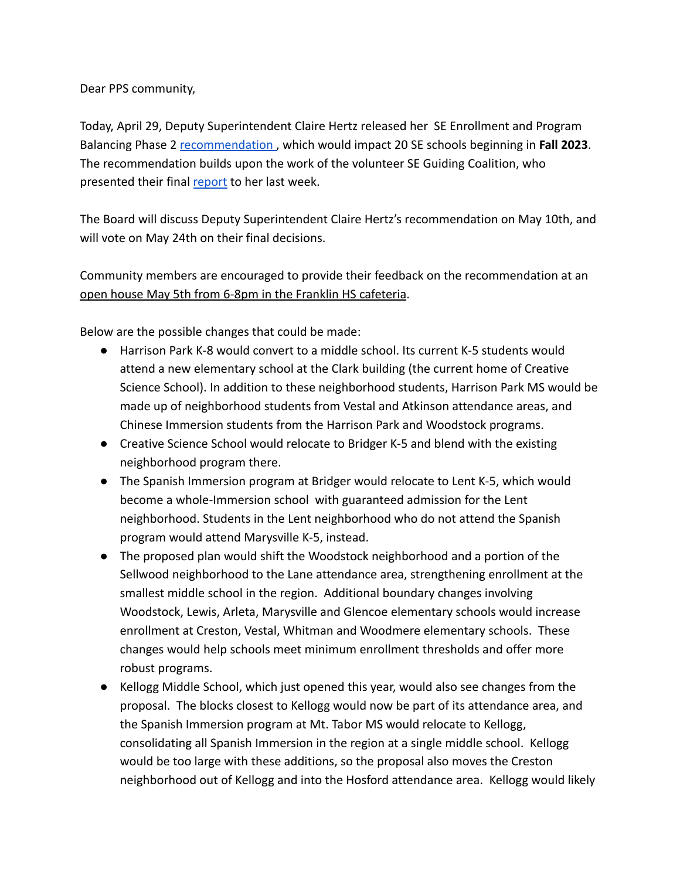Dear PPS community,

Today, April 29, Deputy Superintendent Claire Hertz released her SE Enrollment and Program Balancing Phase 2 recommendation, which would impact 20 SE schools beginning in **Fall 2023**. The recommendation builds upon the work of the volunteer SE Guiding Coalition, who presented their final report to her last week.

The Board will discuss Deputy Superintendent Claire Hertz's recommendation on May 10th, and will vote on May 24th on their final decisions.

Community members are encouraged to provide their feedback on the recommendation at an open house May 5th from 6-8pm in the Franklin HS cafeteria.

Below are the possible changes that could be made:

- Harrison Park K-8 would convert to a middle school. Its current K-5 students would attend a new elementary school at the Clark building (the current home of Creative Science School). In addition to these neighborhood students, Harrison Park MS would be made up of neighborhood students from Vestal and Atkinson attendance areas, and Chinese Immersion students from the Harrison Park and Woodstock programs.
- Creative Science School would relocate to Bridger K-5 and blend with the existing neighborhood program there.
- The Spanish Immersion program at Bridger would relocate to Lent K-5, which would become a whole-Immersion school with guaranteed admission for the Lent neighborhood. Students in the Lent neighborhood who do not attend the Spanish program would attend Marysville K-5, instead.
- The proposed plan would shift the Woodstock neighborhood and a portion of the Sellwood neighborhood to the Lane attendance area, strengthening enrollment at the smallest middle school in the region. Additional boundary changes involving Woodstock, Lewis, Arleta, Marysville and Glencoe elementary schools would increase enrollment at Creston, Vestal, Whitman and Woodmere elementary schools. These changes would help schools meet minimum enrollment thresholds and offer more robust programs.
- Kellogg Middle School, which just opened this year, would also see changes from the proposal. The blocks closest to Kellogg would now be part of its attendance area, and the Spanish Immersion program at Mt. Tabor MS would relocate to Kellogg, consolidating all Spanish Immersion in the region at a single middle school. Kellogg would be too large with these additions, so the proposal also moves the Creston neighborhood out of Kellogg and into the Hosford attendance area. Kellogg would likely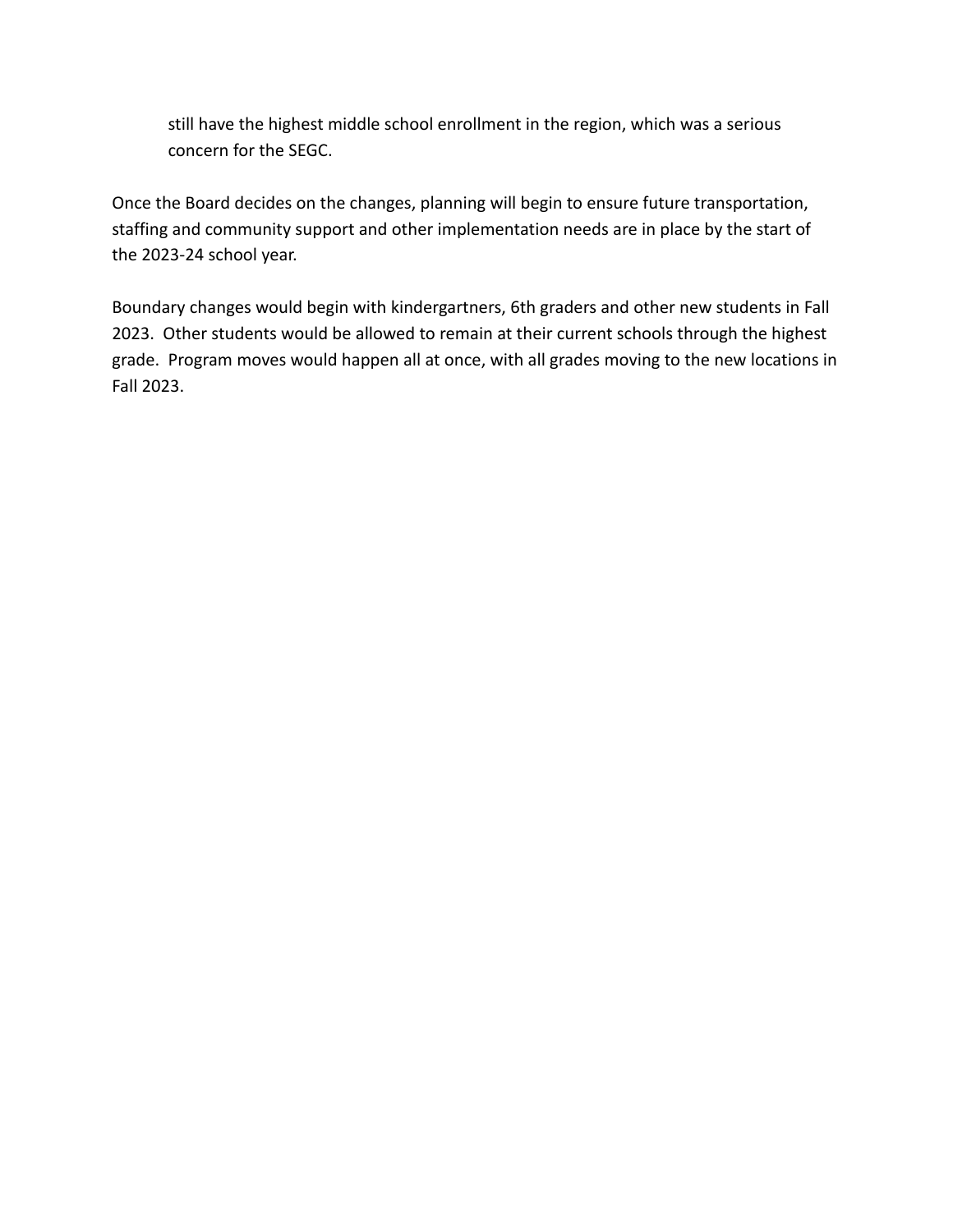still have the highest middle school enrollment in the region, which was a serious concern for the SEGC.

Once the Board decides on the changes, planning will begin to ensure future transportation, staffing and community support and other implementation needs are in place by the start of the 2023-24 school year.

Boundary changes would begin with kindergartners, 6th graders and other new students in Fall 2023. Other students would be allowed to remain at their current schools through the highest grade. Program moves would happen all at once, with all grades moving to the new locations in Fall 2023.